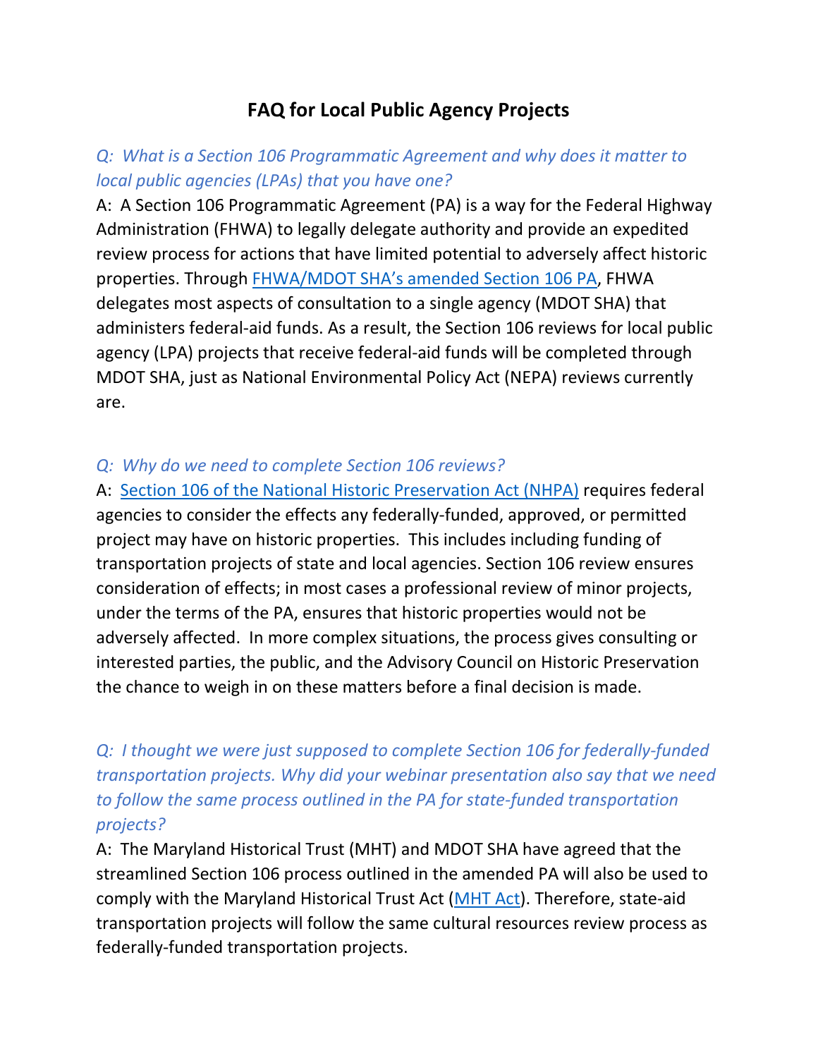# FAQ for Local Public Agency Projects

*Q: What is a Section 106 Programmatic Agreement and why does it matter to local public agencies (LPAs) that you have one?*

A: A Section 106 Programmatic Agreement (PA) is a way for the Federal Highway Administration (FHWA) to legally delegate authority and provide an expedited review process for actions that have limited potential to adversely affect historic properties. Through FHWA/MDOT SHA's amended Section 106 PA, FHWA delegates most aspects of consultation to a single agency (MDOT SHA) that administers federal-aid funds. As a result, the Section 106 reviews for local public agency (LPA) projects that receive federal-aid funds will be completed through MDOT SHA, just as National Environmental Policy Act (NEPA) reviews currently are.

*Q: Why do we need to complete Section 106 reviews?*

A: Section 106 of the National Historic Preservation Act (NHPA) requires federal agencies to consider the effects any federally-funded, approved, or permitted project may have on historic properties. This includes including funding of transportation projects of state and local agencies. Section 106 review ensures consideration of effects; in most cases a professional review of minor projects, under the terms of the PA, ensures that historic properties would not be adversely affected. In more complex situations, the process gives consulting or interested parties, the public, and the Advisory Council on Historic Preservation the chance to weigh in on these matters before a final decision is made.

*Q: I thought we were just supposed to complete Section 106 for federally-funded transportation projects. Why did your webinar presentation also say that we need to follow the same process outlined in the PA for state-funded transportation projects?*

A: The Maryland Historical Trust (MHT) and MDOT SHA have agreed that the streamlined Section 106 process outlined in the amended PA will also be used to comply with the Maryland Historical Trust Act (MHT Act). Therefore, state-aid transportation projects will follow the same cultural resources review process as federally-funded transportation projects.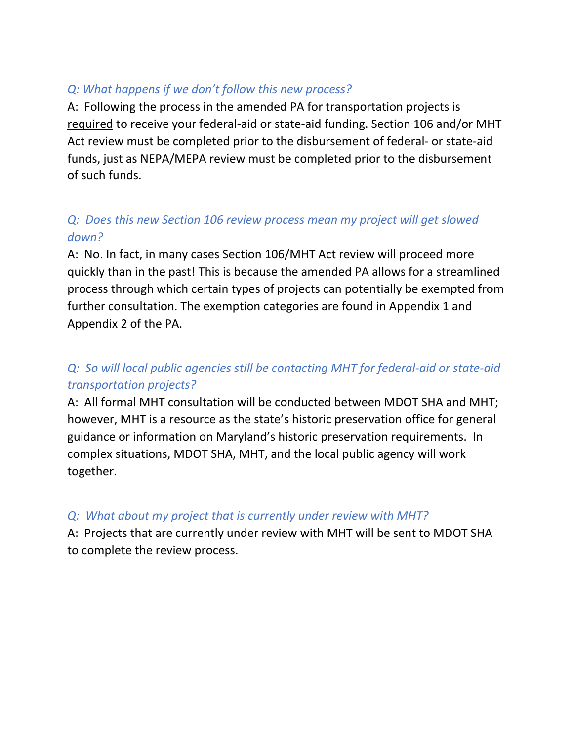*Q: What happens if we don't follow this new process?*

A: Following the process in the amended PA for transportation projects is required to receive your federal-aid or state-aid funding. Section 106 and/or MHT Act review must be completed prior to the disbursement of federal- or state-aid funds, just as NEPA/MEPA review must be completed prior to the disbursement of such funds.

*Q: Does this new Section 106 review process mean my project will get slowed down?*

A: No. In fact, in many cases Section 106/MHT Act review will proceed more quickly than in the past! This is because the amended PA allows for a streamlined process through which certain types of projects can potentially be exempted from further consultation. The exemption categories are found in Appendix 1 and Appendix 2 of the PA.

*Q: So will local public agencies still be contacting MHT for federal-aid or state-aid transportation projects?*

A: All formal MHT consultation will be conducted between MDOT SHA and MHT; however, MHT is a resource as the state's historic preservation office for general guidance or information on Maryland's historic preservation requirements. In complex situations, MDOT SHA, MHT, and the local public agency will work together.

*Q: What about my project that is currently under review with MHT?*

A: Projects that are currently under review with MHT will be sent to MDOT SHA to complete the review process.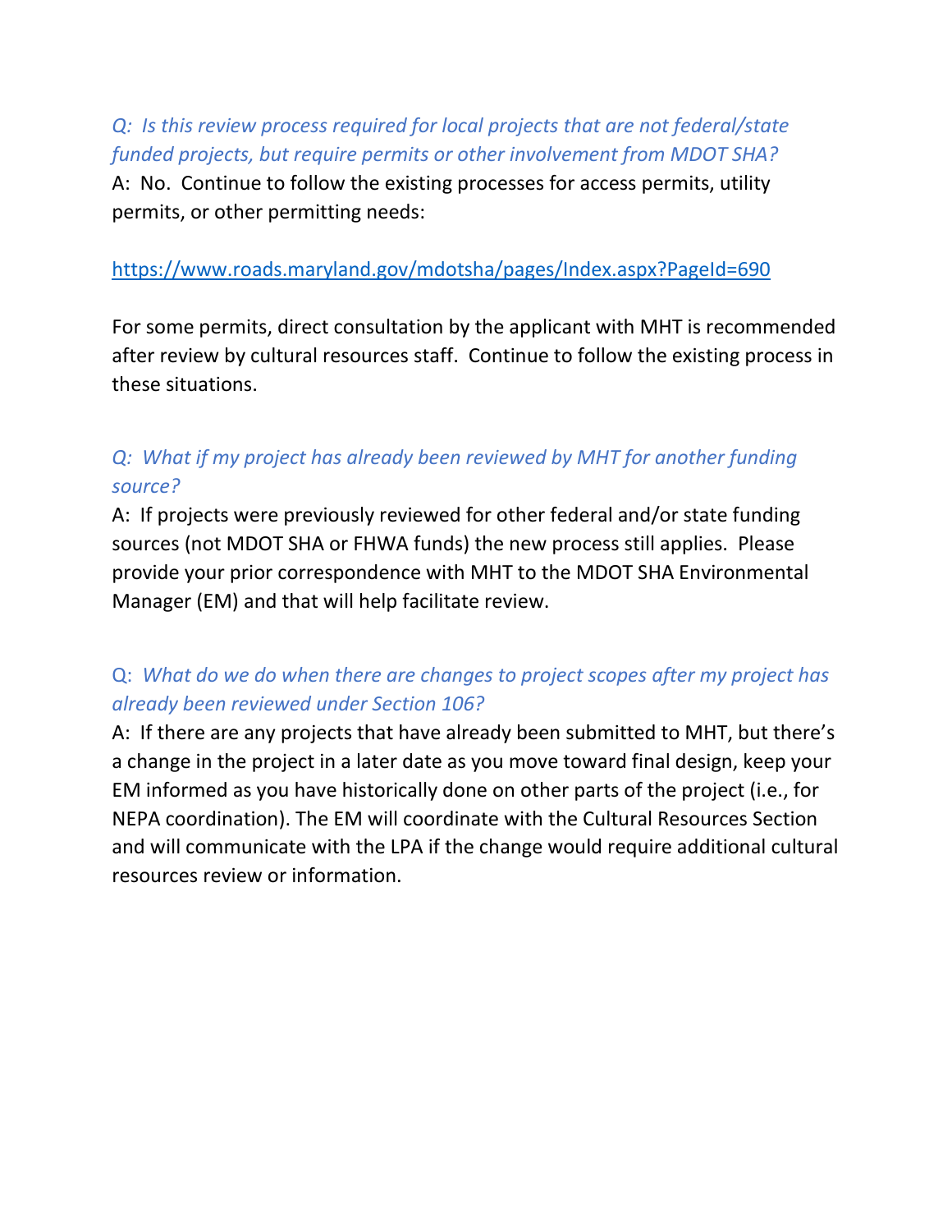*Q: Is this review process required for local projects that are not federal/state funded projects, but require permits or other involvement from MDOT SHA?*

A: No. Continue to follow the existing processes for access permits, utility permits, or other permitting needs:

https://www.roads.maryland.gov/mdotsha/pages/Index.aspx?PageId=690

For some permits, direct consultation by the applicant with MHT is recommended after review by cultural resources staff. Continue to follow the existing process in these situations.

*Q: What if my project has already been reviewed by MHT for another funding source?*

A: If projects were previously reviewed for other federal and/or state funding sources (not MDOT SHA or FHWA funds) the new process still applies. Please provide your prior correspondence with MHT to the MDOT SHA Environmental Manager (EM) and that will help facilitate review.

Q: *What do we do when there are changes to project scopes after my project has already been reviewed under Section 106?*

A: If there are any projects that have already been submitted to MHT, but there's a change in the project in a later date as you move toward final design, keep your EM informed as you have historically done on other parts of the project (i.e., for NEPA coordination). The EM will coordinate with the Cultural Resources Section and will communicate with the LPA if the change would require additional cultural resources review or information.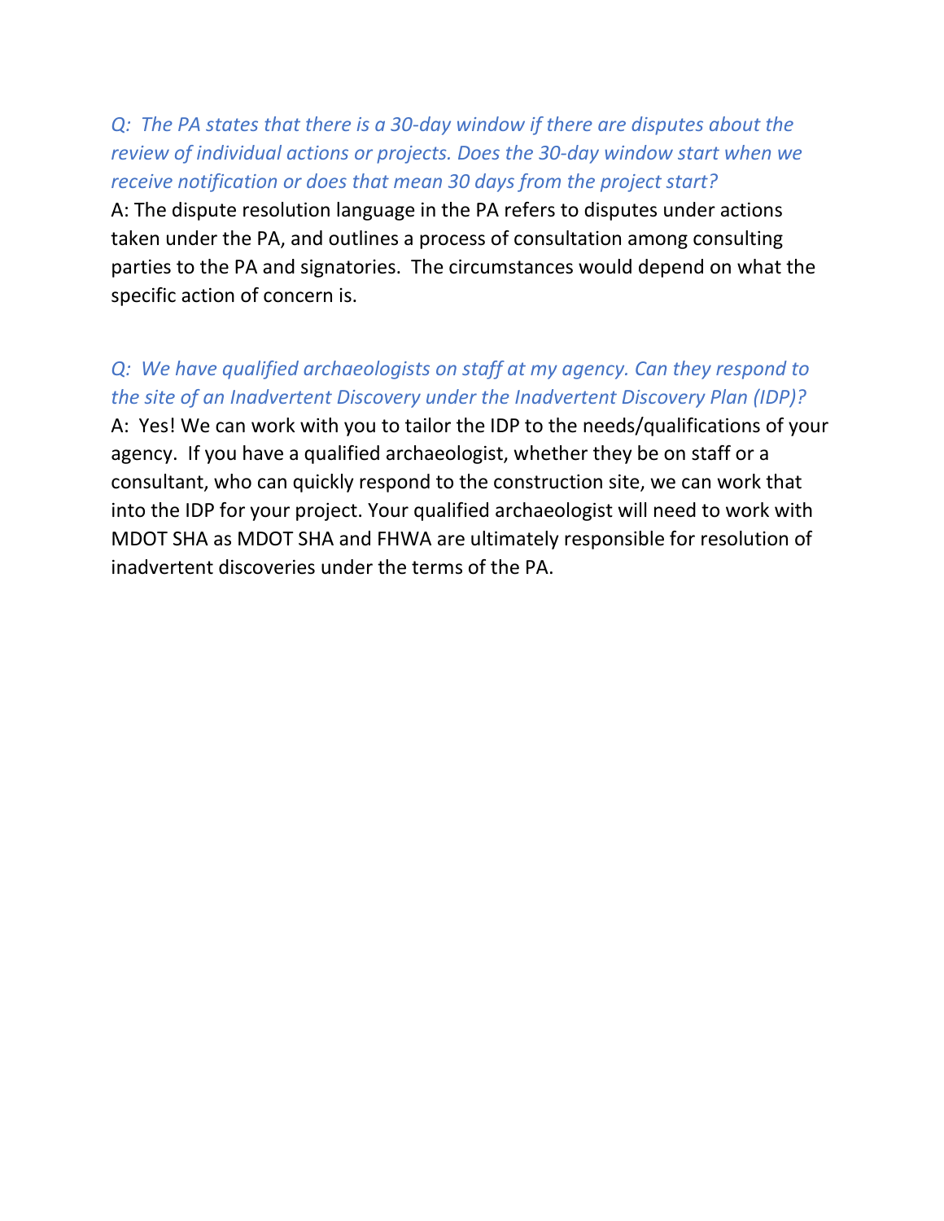*Q: The PA states that there is a 30-day window if there are disputes about the review of individual actions or projects. Does the 30-day window start when we receive notification or does that mean 30 days from the project start?*

A: The dispute resolution language in the PA refers to disputes under actions taken under the PA, and outlines a process of consultation among consulting parties to the PA and signatories. The circumstances would depend on what the specific action of concern is.

*Q: We have qualified archaeologists on staff at my agency. Can they respond to the site of an Inadvertent Discovery under the Inadvertent Discovery Plan (IDP)?*

A: Yes! We can work with you to tailor the IDP to the needs/qualifications of your agency. If you have a qualified archaeologist, whether they be on staff or a consultant, who can quickly respond to the construction site, we can work that into the IDP for your project. Your qualified archaeologist will need to work with MDOT SHA as MDOT SHA and FHWA are ultimately responsible for resolution of inadvertent discoveries under the terms of the PA.